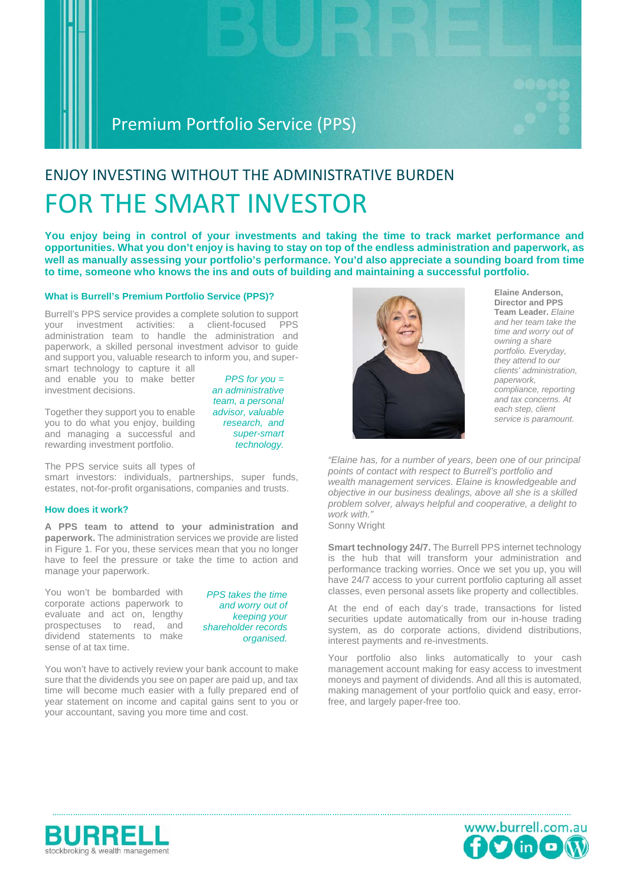# Premium Portfolio Service (PPS)

## ENJOY INVESTING WITHOUT THE ADMINISTRATIVE BURDEN

# FOR THE SMART INVESTOR

**You enjoy being in control of your investments and taking the time to track market performance and opportunities. What you don't enjoy is having to stay on top of the endless administration and paperwork, as well as manually assessing your portfolio's performance. You'd also appreciate a sounding board from time to time, someone who knows the ins and outs of building and maintaining a successful portfolio.**

### What is Burrell's Premium Portfolio Service (PPS)?

Burrell's PPS service provides a complete solution to support your investment activities: a client-focused PPS administration team to handle the administration and paperwork, a skilled personal investment advisor to guide and support you, valuable research to inform you, and super-smart technology to capture it all and enable you to make better investment decisions.

*PPS for you = an administrative team, a personal advisor, valuable research, and super-smart technology.*

Together they support you to enable you to do what you enjoy, building and managing a successful and rewarding investment portfolio.

The PPS service suits all types of smart investors: individuals, partnerships, super funds, estates, not-for-profit organisations, companies and trusts.

### How does it work?

**A PPS team to attend to your administration and paperwork.** The administration services we provide are listed in Figure 1. For you, these services mean that you no longer have to feel the pressure or take the time to action and manage your paperwork.

You won't be bombarded with corporate actions paperwork to evaluate and act on, lengthy prospectuses to read, and dividend statements to make sense of at tax time.

*PPS takes the time and worry out of keeping your shareholder records organised.*

You won't have to actively review your bank account to make sure that the dividends you see on paper are paid up, and tax time will become much easier with a fully prepared end of year statement on income and capital gains sent to you or your accountant, saving you more time and cost.

**Elaine Anderson, Director and PPS Team Leader.** *Elaine and her team take the time and worry out of owning a share portfolio. Everyday, they attend to our clients' administration, paperwork, compliance, reporting and tax concerns. At each step, client service is paramount.*

*"Elaine has, for a number of years, been one of our principal points of contact with respect to Burrell's portfolio and wealth management services. Elaine is knowledgeable and objective in our business dealings, above all she is a skilled problem solver, always helpful and cooperative, a delight to work with."*
Sonny Wright

**Smart technology 24/7.** The Burrell PPS internet technology is the hub that will transform your administration and performance tracking worries. Once we set you up, you will have 24/7 access to your current portfolio capturing all asset classes, even personal assets like property and collectibles.

At the end of each day's trade, transactions for listed securities update automatically from our in-house trading system, as do corporate actions, dividend distributions, interest payments and re-investments.

Your portfolio also links automatically to your cash management account making for easy access to investment moneys and payment of dividends. And all this is automated, making management of your portfolio quick and easy, error-free, and largely paper-free too.

BURRELL stockbroking & wealth management

www.burrell.com.au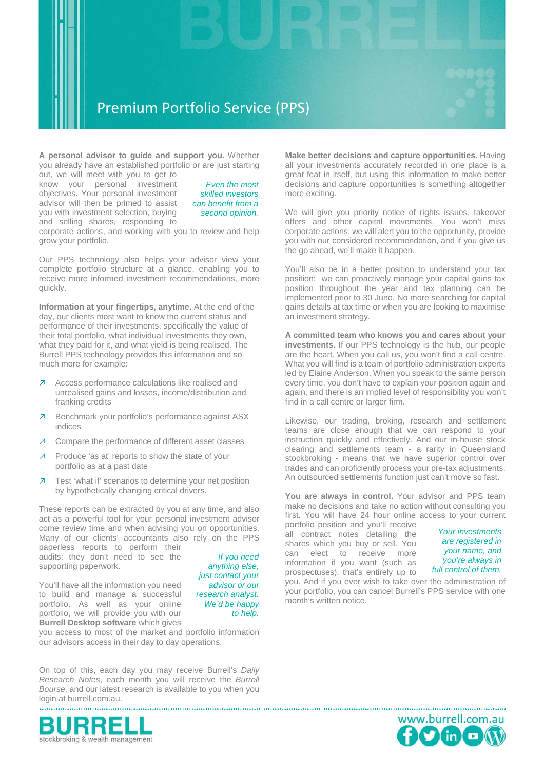# Premium Portfolio Service (PPS)

**A personal advisor to guide and support you.** Whether you already have an established portfolio or are just starting out, we will meet with you to get to know your personal investment objectives. Your personal investment advisor will then be primed to assist you with investment selection, buying and selling shares, responding to corporate actions, and working with you to review and help grow your portfolio.

*Even the most skilled investors can benefit from a second opinion.*

Our PPS technology also helps your advisor view your complete portfolio structure at a glance, enabling you to receive more informed investment recommendations, more quickly.

**Information at your fingertips, anytime.** At the end of the day, our clients most want to know the current status and performance of their investments, specifically the value of their total portfolio, what individual investments they own, what they paid for it, and what yield is being realised. The Burrell PPS technology provides this information and so much more for example:

- Access performance calculations like realised and unrealised gains and losses, income/distribution and franking credits
- Benchmark your portfolio's performance against ASX indices
- Compare the performance of different asset classes
- Produce 'as at' reports to show the state of your portfolio as at a past date
- Test 'what if' scenarios to determine your net position by hypothetically changing critical drivers.

These reports can be extracted by you at any time, and also act as a powerful tool for your personal investment advisor come review time and when advising you on opportunities. Many of our clients' accountants also rely on the PPS paperless reports to perform their audits: they don't need to see the supporting paperwork.

*If you need anything else, just contact your advisor or our research analyst. We'd be happy to help.*

You'll have all the information you need to build and manage a successful portfolio. As well as your online portfolio, we will provide you with our **Burrell Desktop software** which gives you access to most of the market and portfolio information our advisors access in their day to day operations.

On top of this, each day you may receive Burrell's *Daily Research Notes*, each month you will receive the *Burrell Bourse*, and our latest research is available to you when you login at burrell.com.au.

**Make better decisions and capture opportunities.** Having all your investments accurately recorded in one place is a great feat in itself, but using this information to make better decisions and capture opportunities is something altogether more exciting.

We will give you priority notice of rights issues, takeover offers and other capital movements. You won't miss corporate actions: we will alert you to the opportunity, provide you with our considered recommendation, and if you give us the go ahead, we'll make it happen.

You'll also be in a better position to understand your tax position: we can proactively manage your capital gains tax position throughout the year and tax planning can be implemented prior to 30 June. No more searching for capital gains details at tax time or when you are looking to maximise an investment strategy.

**A committed team who knows you and cares about your investments.** If our PPS technology is the hub, our people are the heart. When you call us, you won't find a call centre. What you will find is a team of portfolio administration experts led by Elaine Anderson. When you speak to the same person every time, you don't have to explain your position again and again, and there is an implied level of responsibility you won't find in a call centre or larger firm.

Likewise, our trading, broking, research and settlement teams are close enough that we can respond to your instruction quickly and effectively. And our in-house stock clearing and settlements team - a rarity in Queensland stockbroking - means that we have superior control over trades and can proficiently process your pre-tax adjustments. An outsourced settlements function just can't move so fast.

**You are always in control.** Your advisor and PPS team make no decisions and take no action without consulting you first. You will have 24 hour online access to your current portfolio position and you'll receive all contract notes detailing the shares which you buy or sell. You can elect to receive more information if you want (such as prospectuses), that's entirely up to you. And if you ever wish to take over the administration of your portfolio, you can cancel Burrell's PPS service with one month's written notice.

*Your investments are registered in your name, and you're always in full control of them.*

BURRELL stockbroking & wealth management

www.burrell.com.au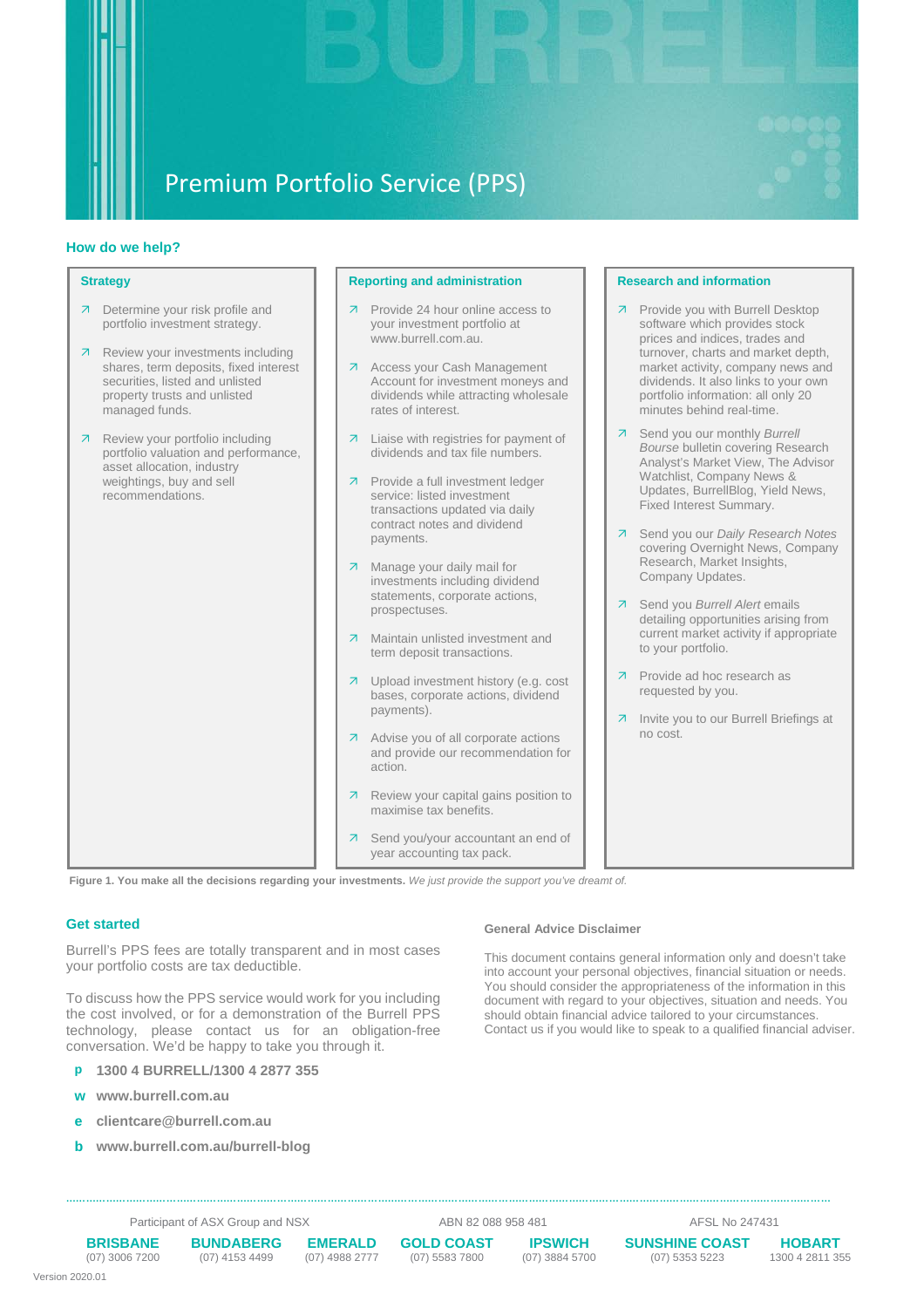# Premium Portfolio Service (PPS)

## How do we help?

### Strategy

- Determine your risk profile and portfolio investment strategy.
- Review your investments including shares, term deposits, fixed interest securities, listed and unlisted property trusts and unlisted managed funds.
- Review your portfolio including portfolio valuation and performance, asset allocation, industry weightings, buy and sell recommendations.

### Reporting and administration

- Provide 24 hour online access to your investment portfolio at www.burrell.com.au.
- Access your Cash Management Account for investment moneys and dividends while attracting wholesale rates of interest.
- Liaise with registries for payment of dividends and tax file numbers.
- Provide a full investment ledger service: listed investment transactions updated via daily contract notes and dividend payments.
- Manage your daily mail for investments including dividend statements, corporate actions, prospectuses.
- Maintain unlisted investment and term deposit transactions.
- Upload investment history (e.g. cost bases, corporate actions, dividend payments).
- Advise you of all corporate actions and provide our recommendation for action.
- Review your capital gains position to maximise tax benefits.
- Send you/your accountant an end of year accounting tax pack.

### Research and information

- Provide you with Burrell Desktop software which provides stock prices and indices, trades and turnover, charts and market depth, market activity, company news and dividends. It also links to your own portfolio information: all only 20 minutes behind real-time.
- Send you our monthly *Burrell Bourse* bulletin covering Research Analyst's Market View, The Advisor Watchlist, Company News & Updates, BurrellBlog, Yield News, Fixed Interest Summary.
- Send you our *Daily Research Notes* covering Overnight News, Company Research, Market Insights, Company Updates.
- Send you *Burrell Alert* emails detailing opportunities arising from current market activity if appropriate to your portfolio.
- Provide ad hoc research as requested by you.
- Invite you to our Burrell Briefings at no cost.

**Figure 1. You make all the decisions regarding your investments.** *We just provide the support you've dreamt of.*

## Get started

Burrell's PPS fees are totally transparent and in most cases your portfolio costs are tax deductible.

To discuss how the PPS service would work for you including the cost involved, or for a demonstration of the Burrell PPS technology, please contact us for an obligation-free conversation. We'd be happy to take you through it.

- **p** **1300 4 BURRELL/1300 4 2877 355**
- **w** **www.burrell.com.au**
- **e** **clientcare@burrell.com.au**
- **b** **www.burrell.com.au/burrell-blog**

### General Advice Disclaimer

This document contains general information only and doesn't take into account your personal objectives, financial situation or needs. You should consider the appropriateness of the information in this document with regard to your objectives, situation and needs. You should obtain financial advice tailored to your circumstances. Contact us if you would like to speak to a qualified financial adviser.

Participant of ASX Group and NSX | ABN 82 088 958 481 | AFSL No 247431

**BRISBANE** (07) 3006 7200 | **BUNDABERG** (07) 4153 4499 | **EMERALD** (07) 4988 2777 | **GOLD COAST** (07) 5583 7800 | **IPSWICH** (07) 3884 5700 | **SUNSHINE COAST** (07) 5353 5223 | **HOBART** 1300 4 2811 355

Version 2020.01